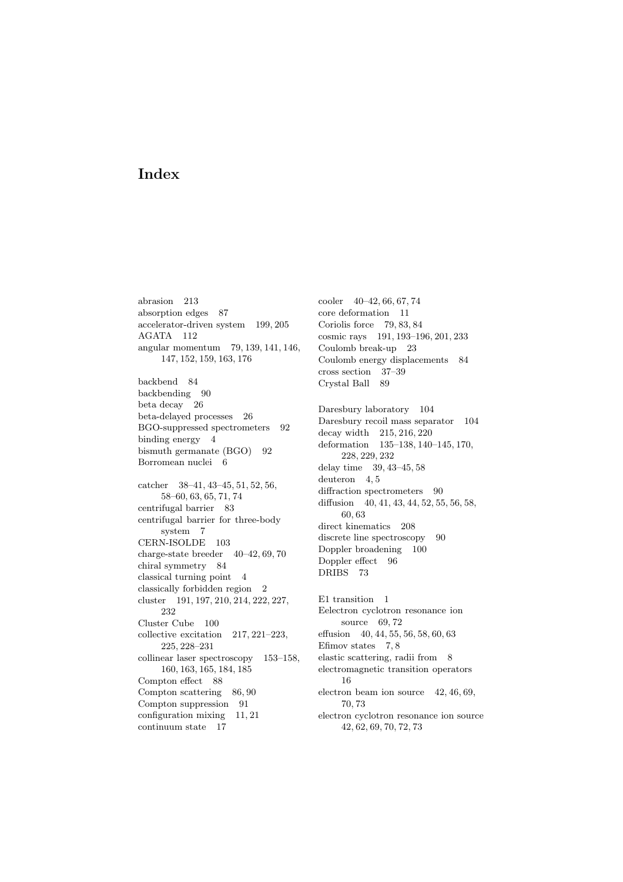# Index

abrasion 213
absorption edges 87
accelerator-driven system 199, 205
AGATA 112
angular momentum 79, 139, 141, 146, 147, 152, 159, 163, 176

backbend 84
backbending 90
beta decay 26
beta-delayed processes 26
BGO-suppressed spectrometers 92
binding energy 4
bismuth germanate (BGO) 92
Borromean nuclei 6

catcher 38–41, 43–45, 51, 52, 56, 58–60, 63, 65, 71, 74
centrifugal barrier 83
centrifugal barrier for three-body system 7
CERN-ISOLDE 103
charge-state breeder 40–42, 69, 70
chiral symmetry 84
classical turning point 4
classically forbidden region 2
cluster 191, 197, 210, 214, 222, 227, 232
Cluster Cube 100
collective excitation 217, 221–223, 225, 228–231
collinear laser spectroscopy 153–158, 160, 163, 165, 184, 185
Compton effect 88
Compton scattering 86, 90
Compton suppression 91
configuration mixing 11, 21
continuum state 17

cooler 40–42, 66, 67, 74
core deformation 11
Coriolis force 79, 83, 84
cosmic rays 191, 193–196, 201, 233
Coulomb break-up 23
Coulomb energy displacements 84
cross section 37–39
Crystal Ball 89

Daresbury laboratory 104
Daresbury recoil mass separator 104
decay width 215, 216, 220
deformation 135–138, 140–145, 170, 228, 229, 232
delay time 39, 43–45, 58
deuteron 4, 5
diffraction spectrometers 90
diffusion 40, 41, 43, 44, 52, 55, 56, 58, 60, 63
direct kinematics 208
discrete line spectroscopy 90
Doppler broadening 100
Doppler effect 96
DRIBS 73

E1 transition 1
Eelectron cyclotron resonance ion source 69, 72
effusion 40, 44, 55, 56, 58, 60, 63
Efimov states 7, 8
elastic scattering, radii from 8
electromagnetic transition operators 16
electron beam ion source 42, 46, 69, 70, 73
electron cyclotron resonance ion source 42, 62, 69, 70, 72, 73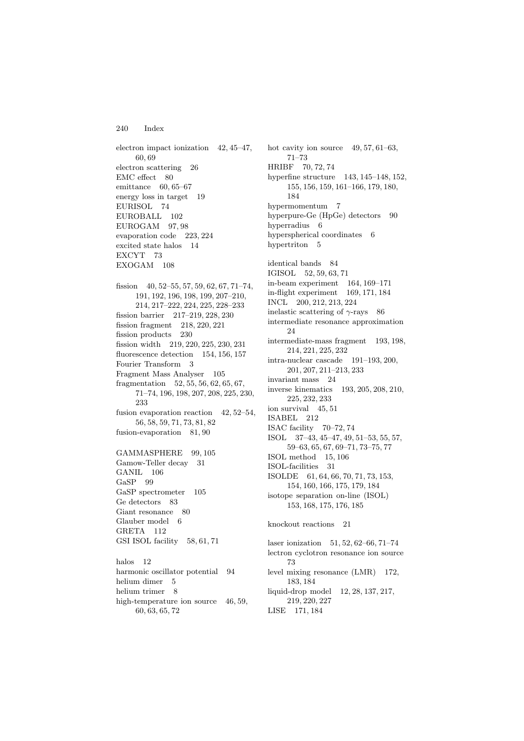electron impact ionization 42, 45–47, 60, 69
electron scattering 26
EMC effect 80
emittance 60, 65–67
energy loss in target 19
EURISOL 74
EUROBALL 102
EUROGAM 97, 98
evaporation code 223, 224
excited state halos 14
EXCYT 73
EXOGAM 108

fission 40, 52–55, 57, 59, 62, 67, 71–74, 191, 192, 196, 198, 199, 207–210, 214, 217–222, 224, 225, 228–233
fission barrier 217–219, 228, 230
fission fragment 218, 220, 221
fission products 230
fission width 219, 220, 225, 230, 231
fluorescence detection 154, 156, 157
Fourier Transform 3
Fragment Mass Analyser 105
fragmentation 52, 55, 56, 62, 65, 67, 71–74, 196, 198, 207, 208, 225, 230, 233
fusion evaporation reaction 42, 52–54, 56, 58, 59, 71, 73, 81, 82
fusion-evaporation 81, 90

GAMMASPHERE 99, 105
Gamow-Teller decay 31
GANIL 106
GaSP 99
GaSP spectrometer 105
Ge detectors 83
Giant resonance 80
Glauber model 6
GRETA 112
GSI ISOL facility 58, 61, 71

halos 12
harmonic oscillator potential 94
helium dimer 5
helium trimer 8
high-temperature ion source 46, 59, 60, 63, 65, 72

hot cavity ion source 49, 57, 61–63, 71–73
HRIBF 70, 72, 74
hyperfine structure 143, 145–148, 152, 155, 156, 159, 161–166, 179, 180, 184
hypermomentum 7
hyperpure-Ge (HpGe) detectors 90
hyperradius 6
hyperspherical coordinates 6
hypertriton 5

identical bands 84
IGISOL 52, 59, 63, 71
in-beam experiment 164, 169–171
in-flight experiment 169, 171, 184
INCL 200, 212, 213, 224
inelastic scattering of $\gamma$-rays 86
intermediate resonance approximation 24
intermediate-mass fragment 193, 198, 214, 221, 225, 232
intra-nuclear cascade 191–193, 200, 201, 207, 211–213, 233
invariant mass 24
inverse kinematics 193, 205, 208, 210, 225, 232, 233
ion survival 45, 51
ISABEL 212
ISAC facility 70–72, 74
ISOL 37–43, 45–47, 49, 51–53, 55, 57, 59–63, 65, 67, 69–71, 73–75, 77
ISOL method 15, 106
ISOL-facilities 31
ISOLDE 61, 64, 66, 70, 71, 73, 153, 154, 160, 166, 175, 179, 184
isotope separation on-line (ISOL) 153, 168, 175, 176, 185

knockout reactions 21

laser ionization 51, 52, 62–66, 71–74
lectron cyclotron resonance ion source 73
level mixing resonance (LMR) 172, 183, 184
liquid-drop model 12, 28, 137, 217, 219, 220, 227
LISE 171, 184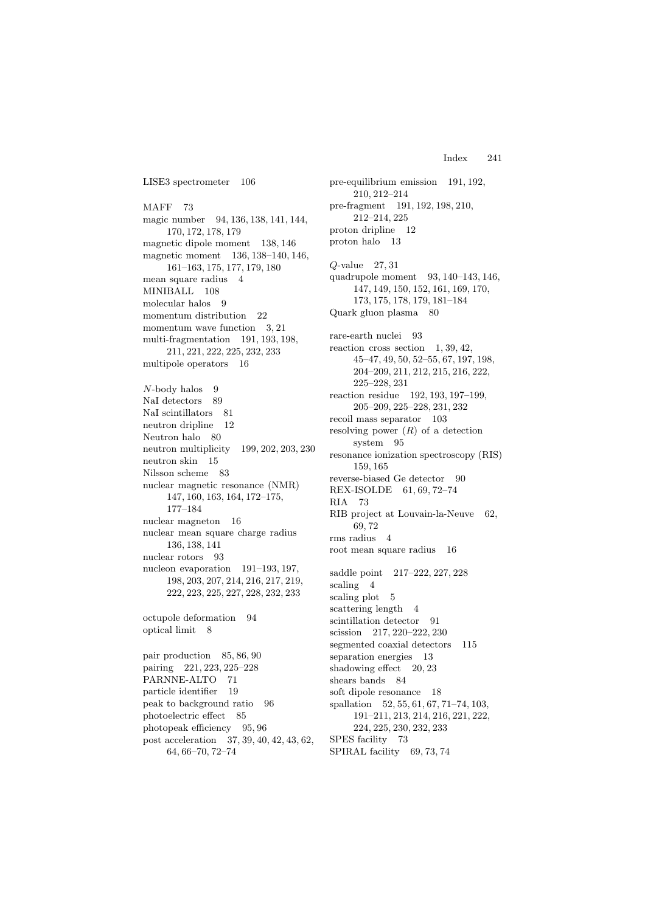LISE3 spectrometer 106

MAFF 73
magic number 94, 136, 138, 141, 144, 170, 172, 178, 179
magnetic dipole moment 138, 146
magnetic moment 136, 138–140, 146, 161–163, 175, 177, 179, 180
mean square radius 4
MINIBALL 108
molecular halos 9
momentum distribution 22
momentum wave function 3, 21
multi-fragmentation 191, 193, 198, 211, 221, 222, 225, 232, 233
multipole operators 16

$N$-body halos 9
NaI detectors 89
NaI scintillators 81
neutron dripline 12
Neutron halo 80
neutron multiplicity 199, 202, 203, 230
neutron skin 15
Nilsson scheme 83
nuclear magnetic resonance (NMR) 147, 160, 163, 164, 172–175, 177–184
nuclear magneton 16
nuclear mean square charge radius 136, 138, 141
nuclear rotors 93
nucleon evaporation 191–193, 197, 198, 203, 207, 214, 216, 217, 219, 222, 223, 225, 227, 228, 232, 233

octupole deformation 94
optical limit 8

pair production 85, 86, 90
pairing 221, 223, 225–228
PARNNE-ALTO 71
particle identifier 19
peak to background ratio 96
photoelectric effect 85
photopeak efficiency 95, 96
post acceleration 37, 39, 40, 42, 43, 62, 64, 66–70, 72–74
pre-equilibrium emission 191, 192, 210, 212–214
pre-fragment 191, 192, 198, 210, 212–214, 225
proton dripline 12
proton halo 13

$Q$-value 27, 31
quadrupole moment 93, 140–143, 146, 147, 149, 150, 152, 161, 169, 170, 173, 175, 178, 179, 181–184
Quark gluon plasma 80

rare-earth nuclei 93
reaction cross section 1, 39, 42, 45–47, 49, 50, 52–55, 67, 197, 198, 204–209, 211, 212, 215, 216, 222, 225–228, 231
reaction residue 192, 193, 197–199, 205–209, 225–228, 231, 232
recoil mass separator 103
resolving power ($R$) of a detection system 95
resonance ionization spectroscopy (RIS) 159, 165
reverse-biased Ge detector 90
REX-ISOLDE 61, 69, 72–74
RIA 73
RIB project at Louvain-la-Neuve 62, 69, 72
rms radius 4
root mean square radius 16

saddle point 217–222, 227, 228
scaling 4
scaling plot 5
scattering length 4
scintillation detector 91
scission 217, 220–222, 230
segmented coaxial detectors 115
separation energies 13
shadowing effect 20, 23
shears bands 84
soft dipole resonance 18
spallation 52, 55, 61, 67, 71–74, 103, 191–211, 213, 214, 216, 221, 222, 224, 225, 230, 232, 233
SPES facility 73
SPIRAL facility 69, 73, 74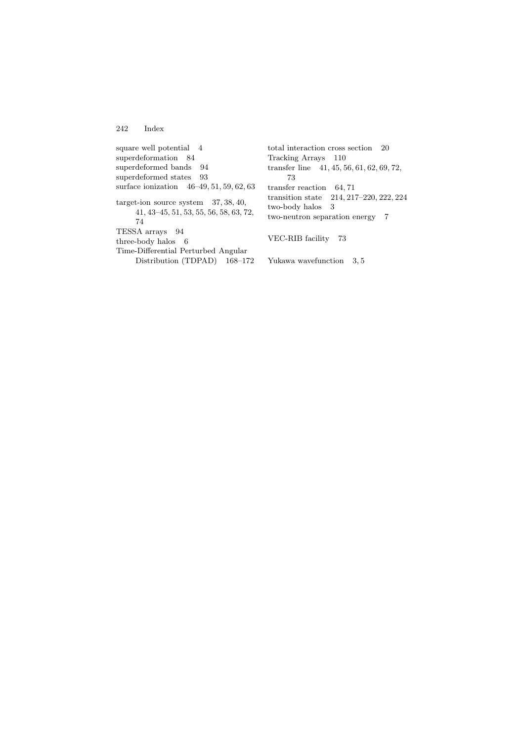square well potential 4
superdeformation 84
superdeformed bands 94
superdeformed states 93
surface ionization 46–49, 51, 59, 62, 63

target-ion source system 37, 38, 40, 41, 43–45, 51, 53, 55, 56, 58, 63, 72, 74
TESSA arrays 94
three-body halos 6
Time-Differential Perturbed Angular Distribution (TDPAD) 168–172

total interaction cross section 20
Tracking Arrays 110
transfer line 41, 45, 56, 61, 62, 69, 72, 73
transfer reaction 64, 71
transition state 214, 217–220, 222, 224
two-body halos 3
two-neutron separation energy 7

VEC-RIB facility 73

Yukawa wavefunction 3, 5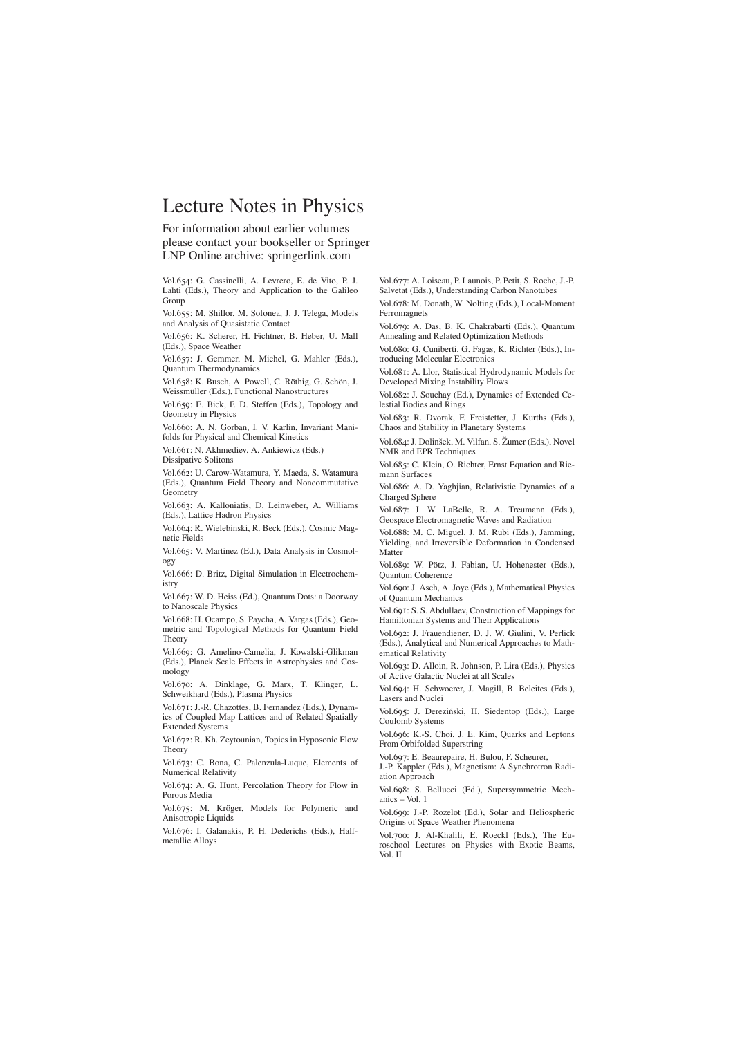# Lecture Notes in Physics

For information about earlier volumes
please contact your bookseller or Springer
LNP Online archive: springerlink.com

Vol.654: G. Cassinelli, A. Levrero, E. de Vito, P. J. Lahti (Eds.), Theory and Application to the Galileo Group

Vol.655: M. Shillor, M. Sofonea, J. J. Telega, Models and Analysis of Quasistatic Contact

Vol.656: K. Scherer, H. Fichtner, B. Heber, U. Mall (Eds.), Space Weather

Vol.657: J. Gemmer, M. Michel, G. Mahler (Eds.), Quantum Thermodynamics

Vol.658: K. Busch, A. Powell, C. Röthig, G. Schön, J. Weissmüller (Eds.), Functional Nanostructures

Vol.659: E. Bick, F. D. Steffen (Eds.), Topology and Geometry in Physics

Vol.660: A. N. Gorban, I. V. Karlin, Invariant Manifolds for Physical and Chemical Kinetics

Vol.661: N. Akhmediev, A. Ankiewicz (Eds.) Dissipative Solitons

Vol.662: U. Carow-Watamura, Y. Maeda, S. Watamura (Eds.), Quantum Field Theory and Noncommutative Geometry

Vol.663: A. Kalloniatis, D. Leinweber, A. Williams (Eds.), Lattice Hadron Physics

Vol.664: R. Wielebinski, R. Beck (Eds.), Cosmic Magnetic Fields

Vol.665: V. Martinez (Ed.), Data Analysis in Cosmology

Vol.666: D. Britz, Digital Simulation in Electrochemistry

Vol.667: W. D. Heiss (Ed.), Quantum Dots: a Doorway to Nanoscale Physics

Vol.668: H. Ocampo, S. Paycha, A. Vargas (Eds.), Geometric and Topological Methods for Quantum Field Theory

Vol.669: G. Amelino-Camelia, J. Kowalski-Glikman (Eds.), Planck Scale Effects in Astrophysics and Cosmology

Vol.670: A. Dinklage, G. Marx, T. Klinger, L. Schweikhard (Eds.), Plasma Physics

Vol.671: J.-R. Chazottes, B. Fernandez (Eds.), Dynamics of Coupled Map Lattices and of Related Spatially Extended Systems

Vol.672: R. Kh. Zeytounian, Topics in Hyposonic Flow Theory

Vol.673: C. Bona, C. Palenzula-Luque, Elements of Numerical Relativity

Vol.674: A. G. Hunt, Percolation Theory for Flow in Porous Media

Vol.675: M. Kröger, Models for Polymeric and Anisotropic Liquids

Vol.676: I. Galanakis, P. H. Dederichs (Eds.), Half-metallic Alloys

Vol.677: A. Loiseau, P. Launois, P. Petit, S. Roche, J.-P. Salvetat (Eds.), Understanding Carbon Nanotubes

Vol.678: M. Donath, W. Nolting (Eds.), Local-Moment Ferromagnets

Vol.679: A. Das, B. K. Chakrabarti (Eds.), Quantum Annealing and Related Optimization Methods

Vol.680: G. Cuniberti, G. Fagas, K. Richter (Eds.), Introducing Molecular Electronics

Vol.681: A. Llor, Statistical Hydrodynamic Models for Developed Mixing Instability Flows

Vol.682: J. Souchay (Ed.), Dynamics of Extended Celestial Bodies and Rings

Vol.683: R. Dvorak, F. Freistetter, J. Kurths (Eds.), Chaos and Stability in Planetary Systems

Vol.684: J. Dolinšek, M. Vilfan, S. Žumer (Eds.), Novel NMR and EPR Techniques

Vol.685: C. Klein, O. Richter, Ernst Equation and Riemann Surfaces

Vol.686: A. D. Yaghjian, Relativistic Dynamics of a Charged Sphere

Vol.687: J. W. LaBelle, R. A. Treumann (Eds.), Geospace Electromagnetic Waves and Radiation

Vol.688: M. C. Miguel, J. M. Rubi (Eds.), Jamming, Yielding, and Irreversible Deformation in Condensed Matter

Vol.689: W. Pötz, J. Fabian, U. Hohenester (Eds.), Quantum Coherence

Vol.690: J. Asch, A. Joye (Eds.), Mathematical Physics of Quantum Mechanics

Vol.691: S. S. Abdullaev, Construction of Mappings for Hamiltonian Systems and Their Applications

Vol.692: J. Frauendiener, D. J. W. Giulini, V. Perlick (Eds.), Analytical and Numerical Approaches to Mathematical Relativity

Vol.693: D. Alloin, R. Johnson, P. Lira (Eds.), Physics of Active Galactic Nuclei at all Scales

Vol.694: H. Schwoerer, J. Magill, B. Beleites (Eds.), Lasers and Nuclei

Vol.695: J. Dereziński, H. Siedentop (Eds.), Large Coulomb Systems

Vol.696: K.-S. Choi, J. E. Kim, Quarks and Leptons From Orbifolded Superstring

Vol.697: E. Beaurepaire, H. Bulou, F. Scheurer, J.-P. Kappler (Eds.), Magnetism: A Synchrotron Radiation Approach

Vol.698: S. Bellucci (Ed.), Supersymmetric Mechanics – Vol. 1

Vol.699: J.-P. Rozelot (Ed.), Solar and Heliospheric Origins of Space Weather Phenomena

Vol.700: J. Al-Khalili, E. Roeckl (Eds.), The Euroschool Lectures on Physics with Exotic Beams, Vol. II